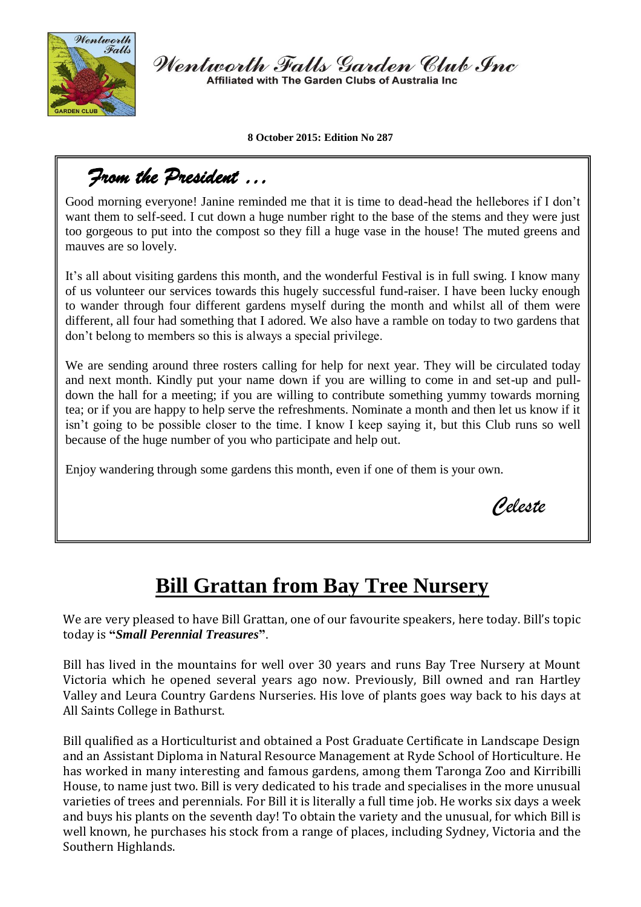# Wentworth Falls Garden Club Inc

Affiliated with The Garden Clubs of Australia Inc

**8 October 2015: Edition No 287**

## *From the President …*

Good morning everyone! Janine reminded me that it is time to dead-head the hellebores if I don't want them to self-seed. I cut down a huge number right to the base of the stems and they were just too gorgeous to put into the compost so they fill a huge vase in the house! The muted greens and mauves are so lovely.

It's all about visiting gardens this month, and the wonderful Festival is in full swing. I know many of us volunteer our services towards this hugely successful fund-raiser. I have been lucky enough to wander through four different gardens myself during the month and whilst all of them were different, all four had something that I adored. We also have a ramble on today to two gardens that don't belong to members so this is always a special privilege.

We are sending around three rosters calling for help for next year. They will be circulated today and next month. Kindly put your name down if you are willing to come in and set-up and pull-down the hall for a meeting; if you are willing to contribute something yummy towards morning tea; or if you are happy to help serve the refreshments. Nominate a month and then let us know if it isn't going to be possible closer to the time. I know I keep saying it, but this Club runs so well because of the huge number of you who participate and help out.

Enjoy wandering through some gardens this month, even if one of them is your own.

*Celeste*

## Bill Grattan from Bay Tree Nursery

We are very pleased to have Bill Grattan, one of our favourite speakers, here today. Bill's topic today is **"*Small Perennial Treasures*"**.

Bill has lived in the mountains for well over 30 years and runs Bay Tree Nursery at Mount Victoria which he opened several years ago now. Previously, Bill owned and ran Hartley Valley and Leura Country Gardens Nurseries. His love of plants goes way back to his days at All Saints College in Bathurst.

Bill qualified as a Horticulturist and obtained a Post Graduate Certificate in Landscape Design and an Assistant Diploma in Natural Resource Management at Ryde School of Horticulture. He has worked in many interesting and famous gardens, among them Taronga Zoo and Kirribilli House, to name just two. Bill is very dedicated to his trade and specialises in the more unusual varieties of trees and perennials. For Bill it is literally a full time job. He works six days a week and buys his plants on the seventh day! To obtain the variety and the unusual, for which Bill is well known, he purchases his stock from a range of places, including Sydney, Victoria and the Southern Highlands.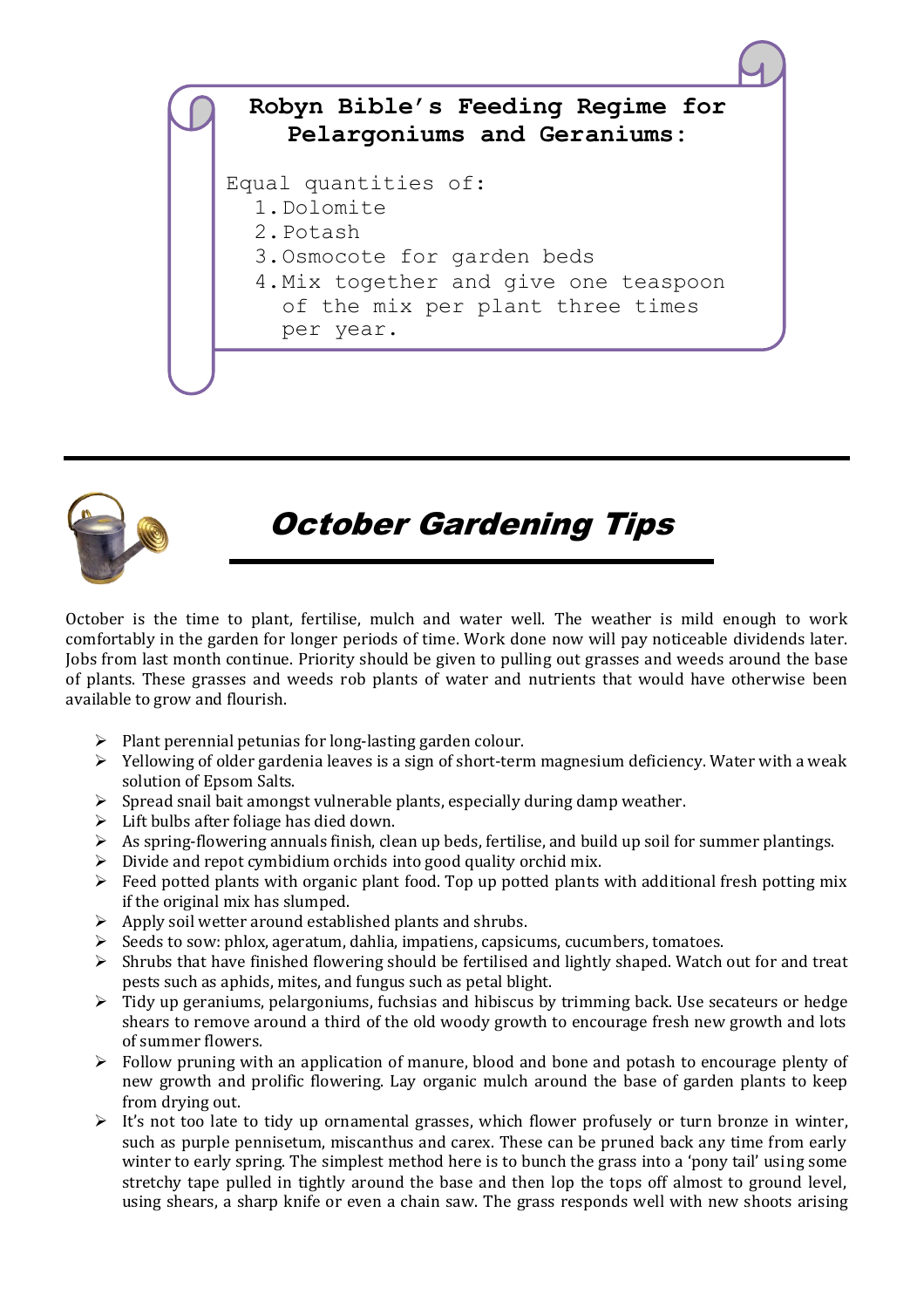**Robyn Bible's Feeding Regime for Pelargoniums and Geraniums:**

Equal quantities of:

1. Dolomite
2. Potash
3. Osmocote for garden beds
4. Mix together and give one teaspoon of the mix per plant three times per year.

---

# *October Gardening Tips*

October is the time to plant, fertilise, mulch and water well. The weather is mild enough to work comfortably in the garden for longer periods of time. Work done now will pay noticeable dividends later. Jobs from last month continue. Priority should be given to pulling out grasses and weeds around the base of plants. These grasses and weeds rob plants of water and nutrients that would have otherwise been available to grow and flourish.

- Plant perennial petunias for long-lasting garden colour.
- Yellowing of older gardenia leaves is a sign of short-term magnesium deficiency. Water with a weak solution of Epsom Salts.
- Spread snail bait amongst vulnerable plants, especially during damp weather.
- Lift bulbs after foliage has died down.
- As spring-flowering annuals finish, clean up beds, fertilise, and build up soil for summer plantings.
- Divide and repot cymbidium orchids into good quality orchid mix.
- Feed potted plants with organic plant food. Top up potted plants with additional fresh potting mix if the original mix has slumped.
- Apply soil wetter around established plants and shrubs.
- Seeds to sow: phlox, ageratum, dahlia, impatiens, capsicums, cucumbers, tomatoes.
- Shrubs that have finished flowering should be fertilised and lightly shaped. Watch out for and treat pests such as aphids, mites, and fungus such as petal blight.
- Tidy up geraniums, pelargoniums, fuchsias and hibiscus by trimming back. Use secateurs or hedge shears to remove around a third of the old woody growth to encourage fresh new growth and lots of summer flowers.
- Follow pruning with an application of manure, blood and bone and potash to encourage plenty of new growth and prolific flowering. Lay organic mulch around the base of garden plants to keep from drying out.
- It's not too late to tidy up ornamental grasses, which flower profusely or turn bronze in winter, such as purple pennisetum, miscanthus and carex. These can be pruned back any time from early winter to early spring. The simplest method here is to bunch the grass into a 'pony tail' using some stretchy tape pulled in tightly around the base and then lop the tops off almost to ground level, using shears, a sharp knife or even a chain saw. The grass responds well with new shoots arising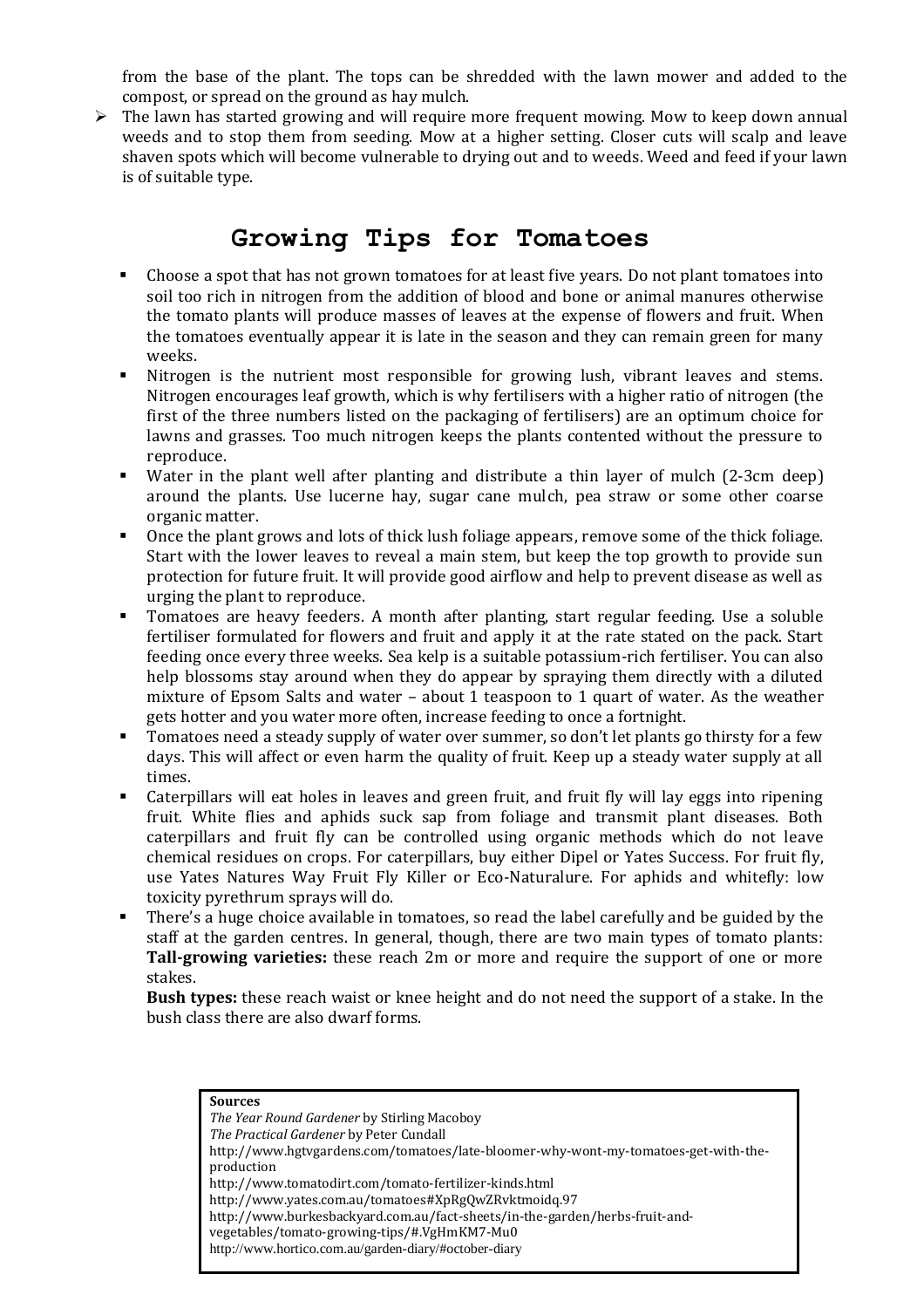from the base of the plant. The tops can be shredded with the lawn mower and added to the compost, or spread on the ground as hay mulch.

- The lawn has started growing and will require more frequent mowing. Mow to keep down annual weeds and to stop them from seeding. Mow at a higher setting. Closer cuts will scalp and leave shaven spots which will become vulnerable to drying out and to weeds. Weed and feed if your lawn is of suitable type.

# Growing Tips for Tomatoes

- Choose a spot that has not grown tomatoes for at least five years. Do not plant tomatoes into soil too rich in nitrogen from the addition of blood and bone or animal manures otherwise the tomato plants will produce masses of leaves at the expense of flowers and fruit. When the tomatoes eventually appear it is late in the season and they can remain green for many weeks.
- Nitrogen is the nutrient most responsible for growing lush, vibrant leaves and stems. Nitrogen encourages leaf growth, which is why fertilisers with a higher ratio of nitrogen (the first of the three numbers listed on the packaging of fertilisers) are an optimum choice for lawns and grasses. Too much nitrogen keeps the plants contented without the pressure to reproduce.
- Water in the plant well after planting and distribute a thin layer of mulch (2-3cm deep) around the plants. Use lucerne hay, sugar cane mulch, pea straw or some other coarse organic matter.
- Once the plant grows and lots of thick lush foliage appears, remove some of the thick foliage. Start with the lower leaves to reveal a main stem, but keep the top growth to provide sun protection for future fruit. It will provide good airflow and help to prevent disease as well as urging the plant to reproduce.
- Tomatoes are heavy feeders. A month after planting, start regular feeding. Use a soluble fertiliser formulated for flowers and fruit and apply it at the rate stated on the pack. Start feeding once every three weeks. Sea kelp is a suitable potassium-rich fertiliser. You can also help blossoms stay around when they do appear by spraying them directly with a diluted mixture of Epsom Salts and water – about 1 teaspoon to 1 quart of water. As the weather gets hotter and you water more often, increase feeding to once a fortnight.
- Tomatoes need a steady supply of water over summer, so don't let plants go thirsty for a few days. This will affect or even harm the quality of fruit. Keep up a steady water supply at all times.
- Caterpillars will eat holes in leaves and green fruit, and fruit fly will lay eggs into ripening fruit. White flies and aphids suck sap from foliage and transmit plant diseases. Both caterpillars and fruit fly can be controlled using organic methods which do not leave chemical residues on crops. For caterpillars, buy either Dipel or Yates Success. For fruit fly, use Yates Natures Way Fruit Fly Killer or Eco-Naturalure. For aphids and whitefly: low toxicity pyrethrum sprays will do.
- There's a huge choice available in tomatoes, so read the label carefully and be guided by the staff at the garden centres. In general, though, there are two main types of tomato plants:
  **Tall-growing varieties:** these reach 2m or more and require the support of one or more stakes.

  **Bush types:** these reach waist or knee height and do not need the support of a stake. In the bush class there are also dwarf forms.

**Sources**

*The Year Round Gardener* by Stirling Macoboy
*The Practical Gardener* by Peter Cundall
http://www.hgtvgardens.com/tomatoes/late-bloomer-why-wont-my-tomatoes-get-with-the-production
http://www.tomatodirt.com/tomato-fertilizer-kinds.html
http://www.yates.com.au/tomatoes#XpRgQwZRvktmoidq.97
http://www.burkesbackyard.com.au/fact-sheets/in-the-garden/herbs-fruit-and-vegetables/tomato-growing-tips/#.VgHmKM7-Mu0
http://www.hortico.com.au/garden-diary/#october-diary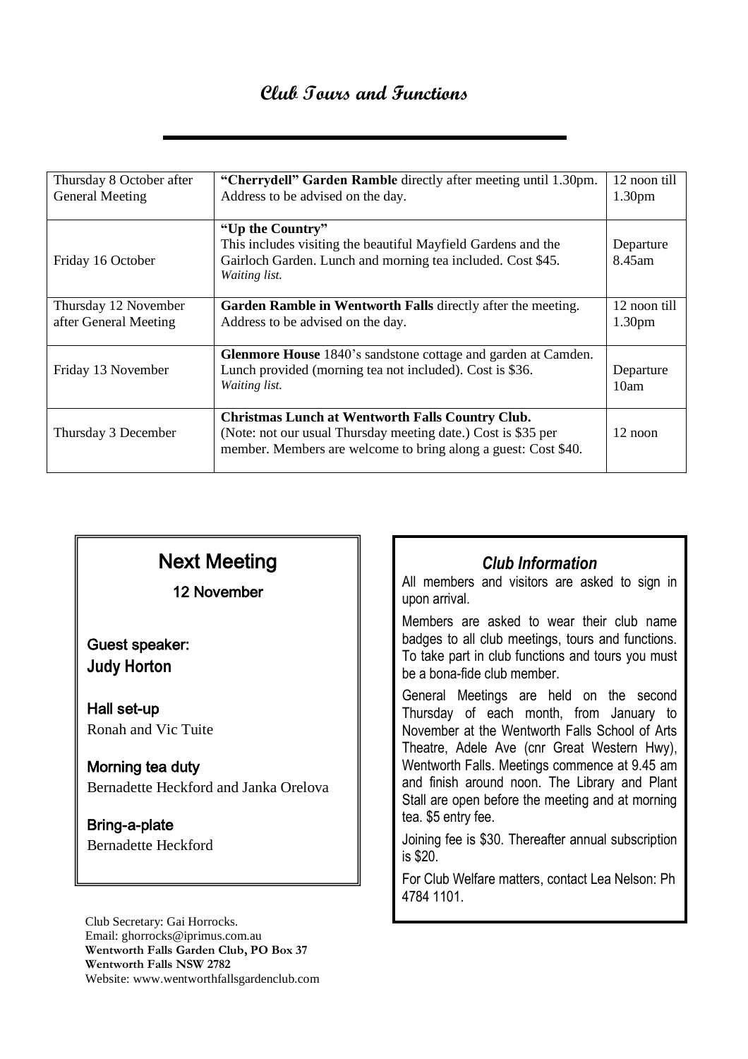## Club Tours and Functions

| | | |
|---|---|---|
| Thursday 8 October after General Meeting | **"Cherrydell" Garden Ramble** directly after meeting until 1.30pm. Address to be advised on the day. | 12 noon till 1.30pm |
| Friday 16 October | **"Up the Country"** This includes visiting the beautiful Mayfield Gardens and the Gairloch Garden. Lunch and morning tea included. Cost $45. *Waiting list.* | Departure 8.45am |
| Thursday 12 November after General Meeting | **Garden Ramble in Wentworth Falls** directly after the meeting. Address to be advised on the day. | 12 noon till 1.30pm |
| Friday 13 November | **Glenmore House** 1840's sandstone cottage and garden at Camden. Lunch provided (morning tea not included). Cost is $36. *Waiting list.* | Departure 10am |
| Thursday 3 December | **Christmas Lunch at Wentworth Falls Country Club.** (Note: not our usual Thursday meeting date.) Cost is $35 per member. Members are welcome to bring along a guest: Cost $40. | 12 noon |

### Next Meeting

**12 November**

**Guest speaker:**
**Judy Horton**

**Hall set-up**
Ronah and Vic Tuite

**Morning tea duty**
Bernadette Heckford and Janka Orelova

**Bring-a-plate**
Bernadette Heckford

Club Secretary: Gai Horrocks.
Email: ghorrocks@iprimus.com.au
**Wentworth Falls Garden Club, PO Box 37**
**Wentworth Falls NSW 2782**
Website: www.wentworthfallsgardenclub.com

### *Club Information*

All members and visitors are asked to sign in upon arrival.

Members are asked to wear their club name badges to all club meetings, tours and functions. To take part in club functions and tours you must be a bona-fide club member.

General Meetings are held on the second Thursday of each month, from January to November at the Wentworth Falls School of Arts Theatre, Adele Ave (cnr Great Western Hwy), Wentworth Falls. Meetings commence at 9.45 am and finish around noon. The Library and Plant Stall are open before the meeting and at morning tea. $5 entry fee.

Joining fee is $30. Thereafter annual subscription is $20.

For Club Welfare matters, contact Lea Nelson: Ph 4784 1101.